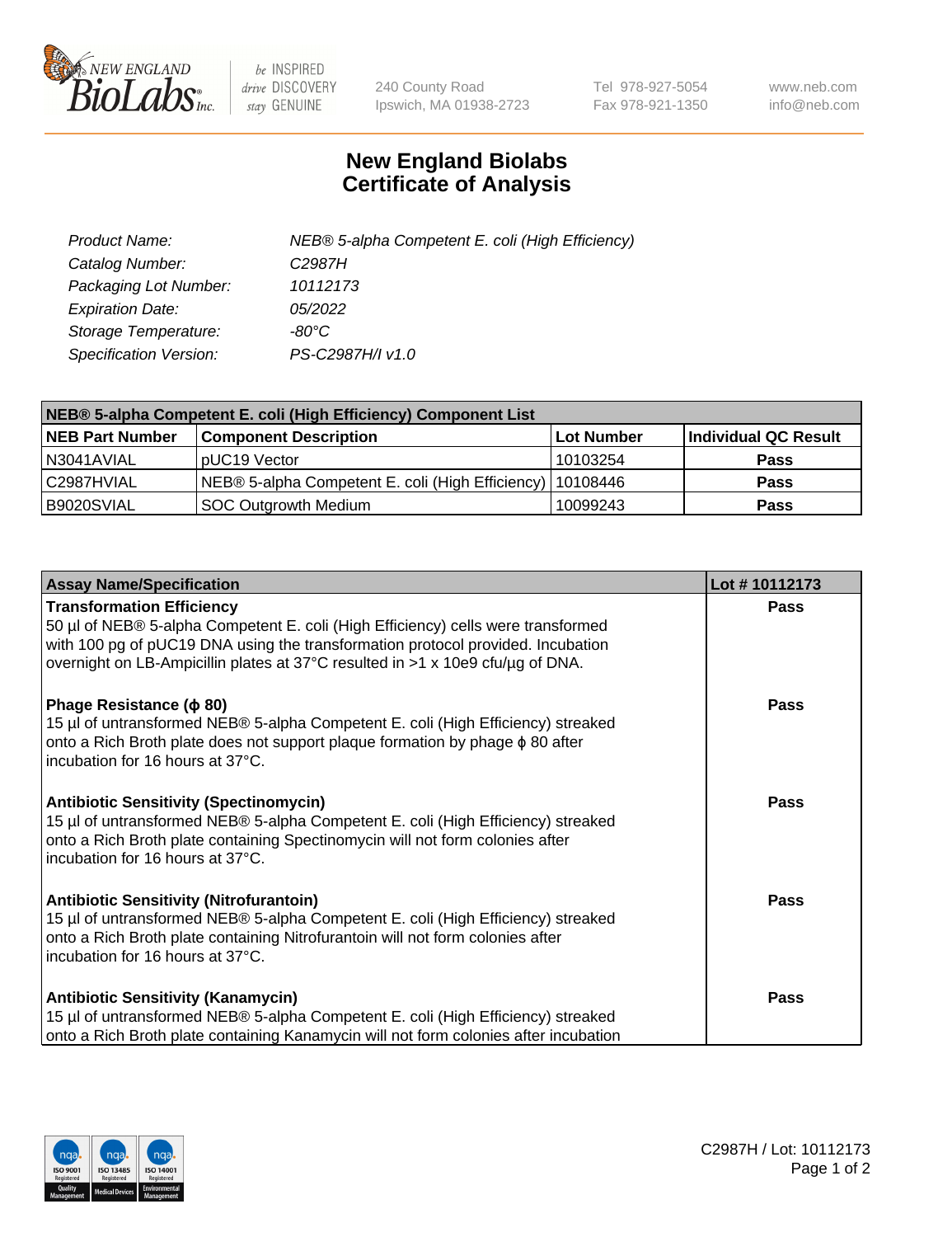New England BioLabs Inc. — be INSPIRED drive DISCOVERY stay GENUINE

240 County Road
Ipswich, MA 01938-2723

Tel 978-927-5054
Fax 978-921-1350

www.neb.com
info@neb.com

# New England Biolabs
# Certificate of Analysis

| | |
|---|---|
| *Product Name:* | *NEB® 5-alpha Competent E. coli (High Efficiency)* |
| *Catalog Number:* | *C2987H* |
| *Packaging Lot Number:* | *10112173* |
| *Expiration Date:* | *05/2022* |
| *Storage Temperature:* | *-80°C* |
| *Specification Version:* | *PS-C2987H/I v1.0* |

| NEB® 5-alpha Competent E. coli (High Efficiency) Component List | | | |
|---|---|---|---|
| **NEB Part Number** | **Component Description** | **Lot Number** | **Individual QC Result** |
| N3041AVIAL | pUC19 Vector | 10103254 | **Pass** |
| C2987HVIAL | NEB® 5-alpha Competent E. coli (High Efficiency) | 10108446 | **Pass** |
| B9020SVIAL | SOC Outgrowth Medium | 10099243 | **Pass** |

| Assay Name/Specification | Lot # 10112173 |
|---|---|
| **Transformation Efficiency**<br>50 µl of NEB® 5-alpha Competent E. coli (High Efficiency) cells were transformed with 100 pg of pUC19 DNA using the transformation protocol provided. Incubation overnight on LB-Ampicillin plates at 37°C resulted in >1 x 10e9 cfu/µg of DNA. | **Pass** |
| **Phage Resistance (ϕ 80)**<br>15 µl of untransformed NEB® 5-alpha Competent E. coli (High Efficiency) streaked onto a Rich Broth plate does not support plaque formation by phage ϕ 80 after incubation for 16 hours at 37°C. | **Pass** |
| **Antibiotic Sensitivity (Spectinomycin)**<br>15 µl of untransformed NEB® 5-alpha Competent E. coli (High Efficiency) streaked onto a Rich Broth plate containing Spectinomycin will not form colonies after incubation for 16 hours at 37°C. | **Pass** |
| **Antibiotic Sensitivity (Nitrofurantoin)**<br>15 µl of untransformed NEB® 5-alpha Competent E. coli (High Efficiency) streaked onto a Rich Broth plate containing Nitrofurantoin will not form colonies after incubation for 16 hours at 37°C. | **Pass** |
| **Antibiotic Sensitivity (Kanamycin)**<br>15 µl of untransformed NEB® 5-alpha Competent E. coli (High Efficiency) streaked onto a Rich Broth plate containing Kanamycin will not form colonies after incubation | **Pass** |

ISO 9001 Registered Quality Management | ISO 13485 Registered Medical Devices | ISO 14001 Registered Environmental Management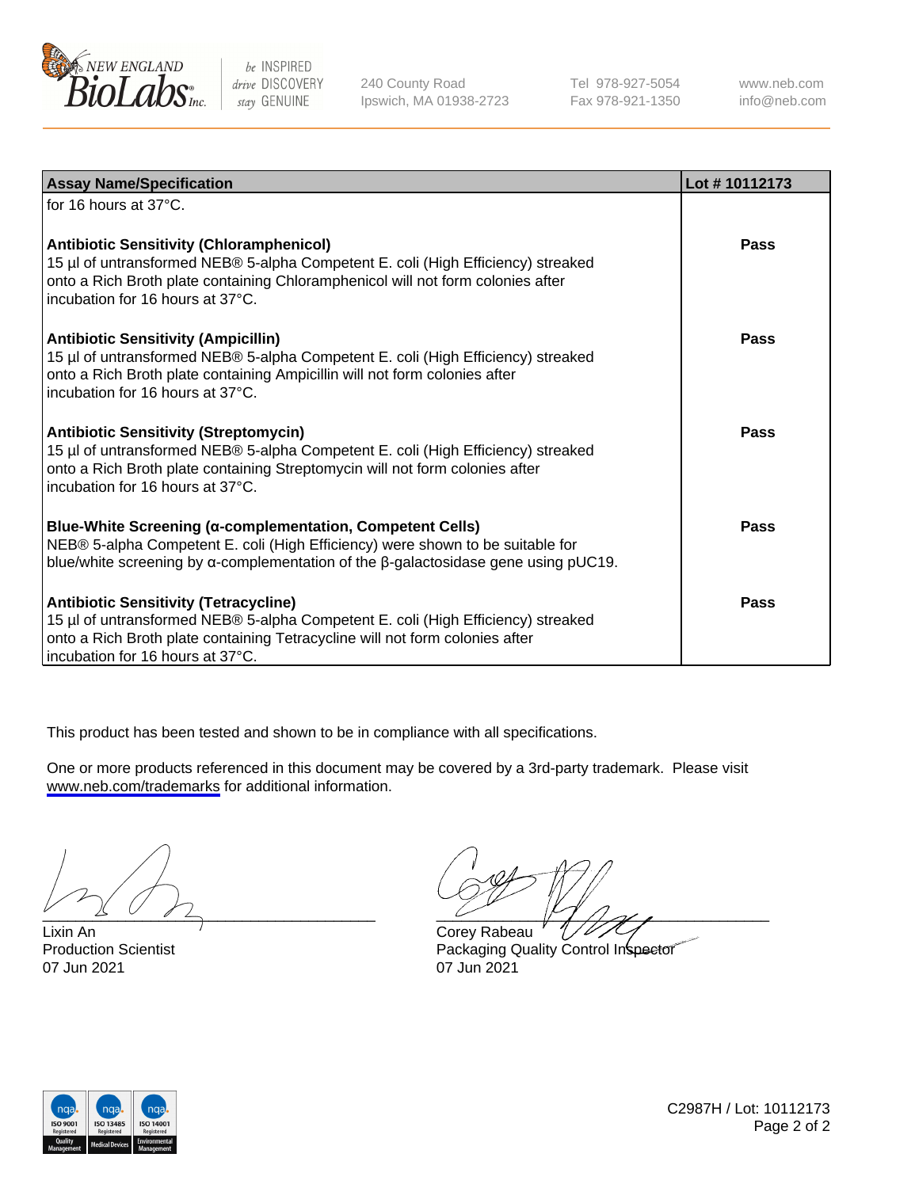| Assay Name/Specification | Lot # 10112173 |
|---|---|
| for 16 hours at 37°C. | |
| **Antibiotic Sensitivity (Chloramphenicol)**<br>15 µl of untransformed NEB® 5-alpha Competent E. coli (High Efficiency) streaked onto a Rich Broth plate containing Chloramphenicol will not form colonies after incubation for 16 hours at 37°C. | **Pass** |
| **Antibiotic Sensitivity (Ampicillin)**<br>15 µl of untransformed NEB® 5-alpha Competent E. coli (High Efficiency) streaked onto a Rich Broth plate containing Ampicillin will not form colonies after incubation for 16 hours at 37°C. | **Pass** |
| **Antibiotic Sensitivity (Streptomycin)**<br>15 µl of untransformed NEB® 5-alpha Competent E. coli (High Efficiency) streaked onto a Rich Broth plate containing Streptomycin will not form colonies after incubation for 16 hours at 37°C. | **Pass** |
| **Blue-White Screening (α-complementation, Competent Cells)**<br>NEB® 5-alpha Competent E. coli (High Efficiency) were shown to be suitable for blue/white screening by α-complementation of the β-galactosidase gene using pUC19. | **Pass** |
| **Antibiotic Sensitivity (Tetracycline)**<br>15 µl of untransformed NEB® 5-alpha Competent E. coli (High Efficiency) streaked onto a Rich Broth plate containing Tetracycline will not form colonies after incubation for 16 hours at 37°C. | **Pass** |

This product has been tested and shown to be in compliance with all specifications.

One or more products referenced in this document may be covered by a 3rd-party trademark. Please visit www.neb.com/trademarks for additional information.

Lixin An
Production Scientist
07 Jun 2021

Corey Rabeau
Packaging Quality Control Inspector
07 Jun 2021

C2987H / Lot: 10112173